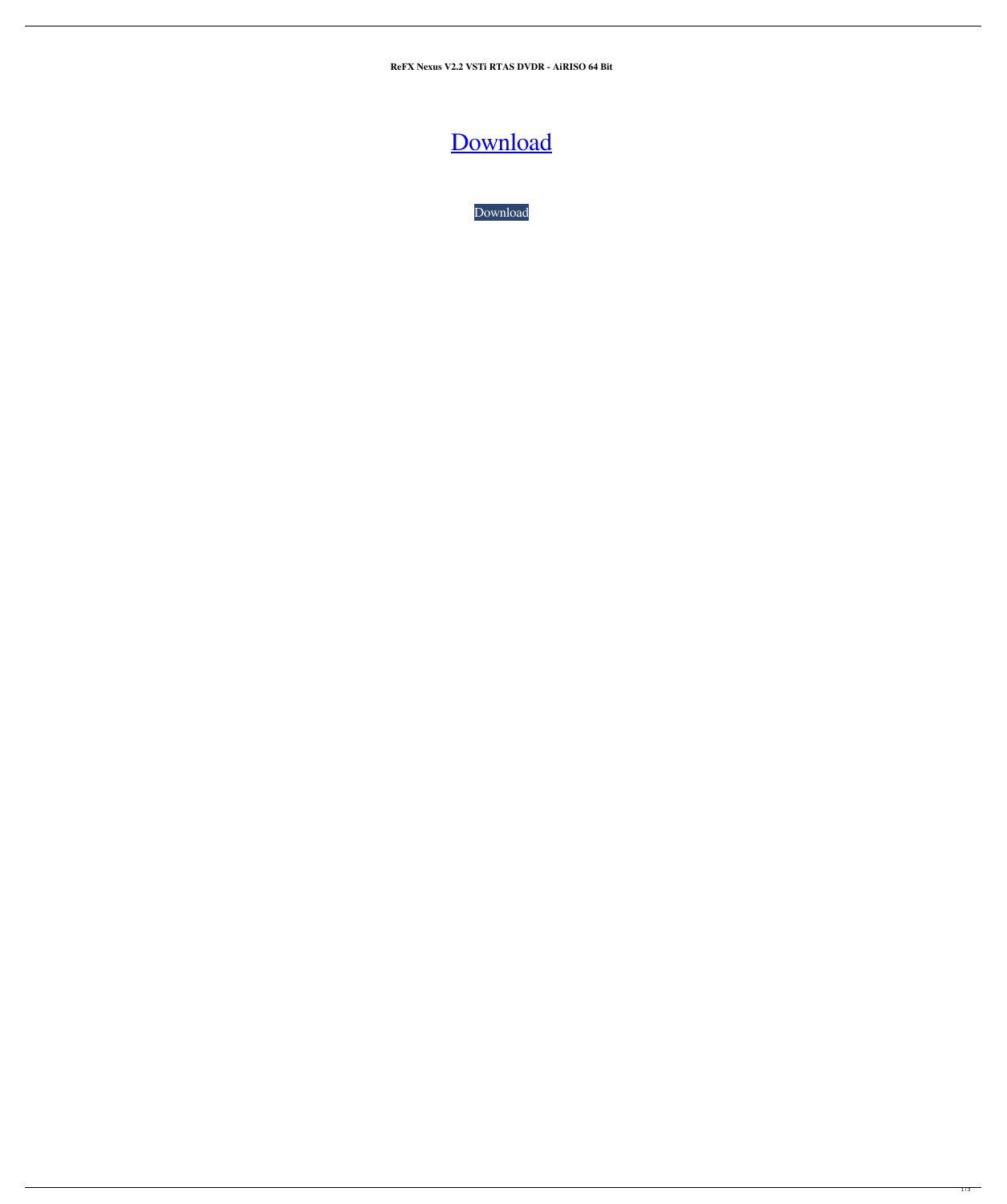**ReFX Nexus V2.2 VSTi RTAS DVDR - AiRISO 64 Bit**

# Download

Download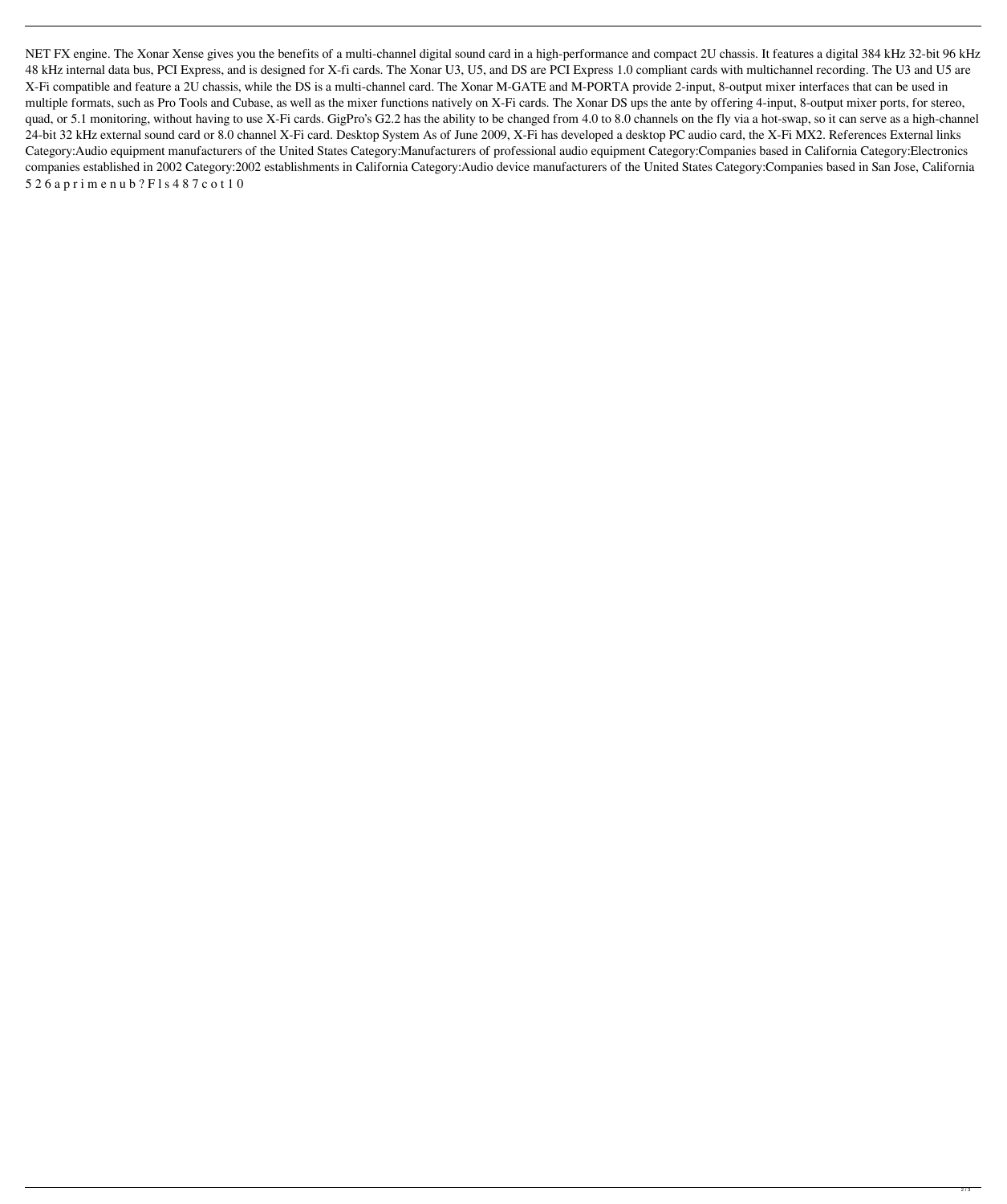NET FX engine. The Xonar Xense gives you the benefits of a multi-channel digital sound card in a high-performance and compact 2U chassis. It features a digital 384 kHz 32-bit 96 kHz 48 kHz internal data bus, PCI Express, and is designed for X-fi cards. The Xonar U3, U5, and DS are PCI Express 1.0 compliant cards with multichannel recording. The U3 and U5 are X-Fi compatible and feature a 2U chassis, while the DS is a multi-channel card. The Xonar M-GATE and M-PORTA provide 2-input, 8-output mixer interfaces that can be used in multiple formats, such as Pro Tools and Cubase, as well as the mixer functions natively on X-Fi cards. The Xonar DS ups the ante by offering 4-input, 8-output mixer ports, for stereo, quad, or 5.1 monitoring, without having to use X-Fi cards. GigPro's G2.2 has the ability to be changed from 4.0 to 8.0 channels on the fly via a hot-swap, so it can serve as a high-channel 24-bit 32 kHz external sound card or 8.0 channel X-Fi card. Desktop System As of June 2009, X-Fi has developed a desktop PC audio card, the X-Fi MX2. References External links Category:Audio equipment manufacturers of the United States Category:Manufacturers of professional audio equipment Category:Companies based in California Category:Electronics companies established in 2002 Category:2002 establishments in California Category:Audio device manufacturers of the United States Category:Companies based in San Jose, California

5 2 6 a p r i m e n u b ? F l s 4 8 7 c o t 1 0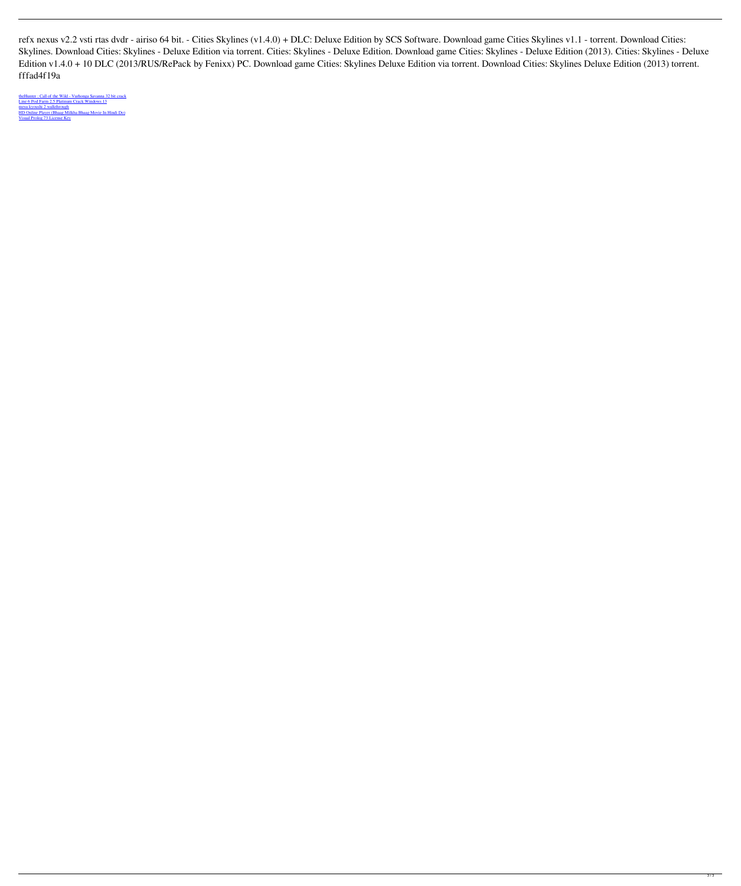refx nexus v2.2 vsti rtas dvdr - airiso 64 bit. - Cities Skylines (v1.4.0) + DLC: Deluxe Edition by SCS Software. Download game Cities Skylines v1.1 - torrent. Download Cities: Skylines. Download Cities: Skylines - Deluxe Edition via torrent. Cities: Skylines - Deluxe Edition. Download game Cities: Skylines - Deluxe Edition (2013). Cities: Skylines - Deluxe Edition v1.4.0 + 10 DLC (2013/RUS/RePack by Fenixx) PC. Download game Cities: Skylines Deluxe Edition via torrent. Download Cities: Skylines Deluxe Edition (2013) torrent. fffad4f19a

theHunter : Call of the Wild - Vurhonga Savanna 32 bit crack
Line 6 Pod Farm 2.5 Platinum Crack Windows 13
mesu kyoushi 2 walkthrough
HD Online Player (Bhaag Milkha Bhaag Movie In Hindi Do)
Visual Prolog 73 License Key